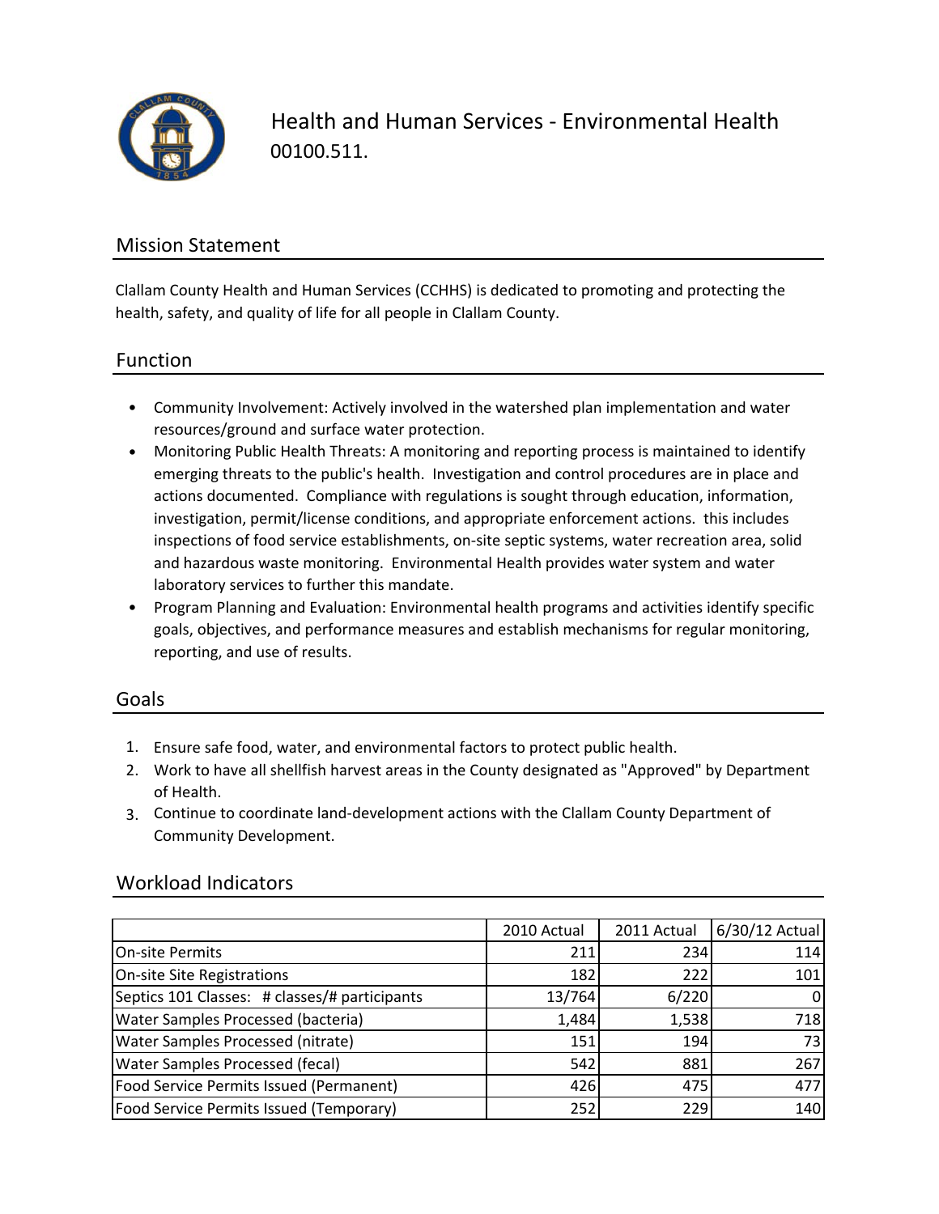# Health and Human Services - Environmental Health

00100.511.

## Mission Statement

Clallam County Health and Human Services (CCHHS) is dedicated to promoting and protecting the health, safety, and quality of life for all people in Clallam County.

## Function

- Community Involvement: Actively involved in the watershed plan implementation and water resources/ground and surface water protection.
- Monitoring Public Health Threats: A monitoring and reporting process is maintained to identify emerging threats to the public's health. Investigation and control procedures are in place and actions documented. Compliance with regulations is sought through education, information, investigation, permit/license conditions, and appropriate enforcement actions. this includes inspections of food service establishments, on-site septic systems, water recreation area, solid and hazardous waste monitoring. Environmental Health provides water system and water laboratory services to further this mandate.
- Program Planning and Evaluation: Environmental health programs and activities identify specific goals, objectives, and performance measures and establish mechanisms for regular monitoring, reporting, and use of results.

## Goals

1. Ensure safe food, water, and environmental factors to protect public health.
2. Work to have all shellfish harvest areas in the County designated as "Approved" by Department of Health.
3. Continue to coordinate land-development actions with the Clallam County Department of Community Development.

## Workload Indicators

| | 2010 Actual | 2011 Actual | 6/30/12 Actual |
|---|---|---|---|
| On-site Permits | 211 | 234 | 114 |
| On-site Site Registrations | 182 | 222 | 101 |
| Septics 101 Classes: # classes/# participants | 13/764 | 6/220 | 0 |
| Water Samples Processed (bacteria) | 1,484 | 1,538 | 718 |
| Water Samples Processed (nitrate) | 151 | 194 | 73 |
| Water Samples Processed (fecal) | 542 | 881 | 267 |
| Food Service Permits Issued (Permanent) | 426 | 475 | 477 |
| Food Service Permits Issued (Temporary) | 252 | 229 | 140 |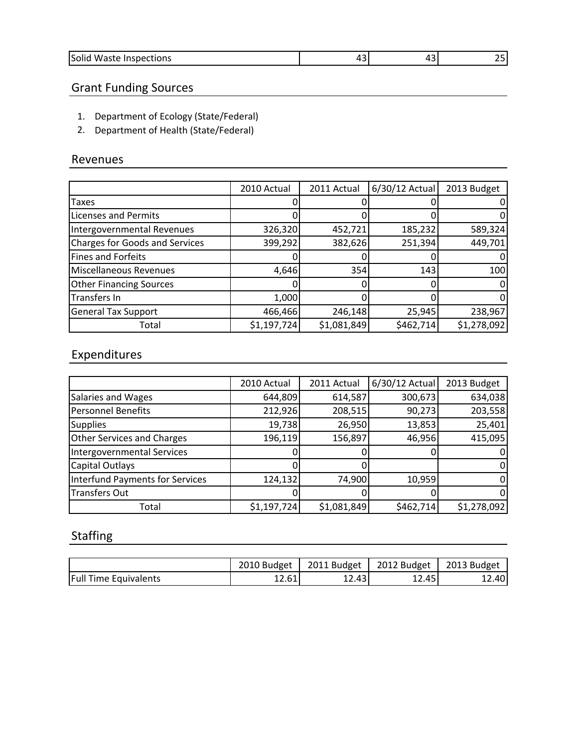| | | | |
|---|---|---|---|
| Solid Waste Inspections | 43 | 43 | 25 |

## Grant Funding Sources

1. Department of Ecology (State/Federal)
2. Department of Health (State/Federal)

## Revenues

| | 2010 Actual | 2011 Actual | 6/30/12 Actual | 2013 Budget |
|---|---|---|---|---|
| Taxes | 0 | 0 | 0 | 0 |
| Licenses and Permits | 0 | 0 | 0 | 0 |
| Intergovernmental Revenues | 326,320 | 452,721 | 185,232 | 589,324 |
| Charges for Goods and Services | 399,292 | 382,626 | 251,394 | 449,701 |
| Fines and Forfeits | 0 | 0 | 0 | 0 |
| Miscellaneous Revenues | 4,646 | 354 | 143 | 100 |
| Other Financing Sources | 0 | 0 | 0 | 0 |
| Transfers In | 1,000 | 0 | 0 | 0 |
| General Tax Support | 466,466 | 246,148 | 25,945 | 238,967 |
| Total | $1,197,724 | $1,081,849 | $462,714 | $1,278,092 |

## Expenditures

| | 2010 Actual | 2011 Actual | 6/30/12 Actual | 2013 Budget |
|---|---|---|---|---|
| Salaries and Wages | 644,809 | 614,587 | 300,673 | 634,038 |
| Personnel Benefits | 212,926 | 208,515 | 90,273 | 203,558 |
| Supplies | 19,738 | 26,950 | 13,853 | 25,401 |
| Other Services and Charges | 196,119 | 156,897 | 46,956 | 415,095 |
| Intergovernmental Services | 0 | 0 | 0 | 0 |
| Capital Outlays | 0 | 0 | | 0 |
| Interfund Payments for Services | 124,132 | 74,900 | 10,959 | 0 |
| Transfers Out | 0 | 0 | 0 | 0 |
| Total | $1,197,724 | $1,081,849 | $462,714 | $1,278,092 |

## Staffing

| | 2010 Budget | 2011 Budget | 2012 Budget | 2013 Budget |
|---|---|---|---|---|
| Full Time Equivalents | 12.61 | 12.43 | 12.45 | 12.40 |